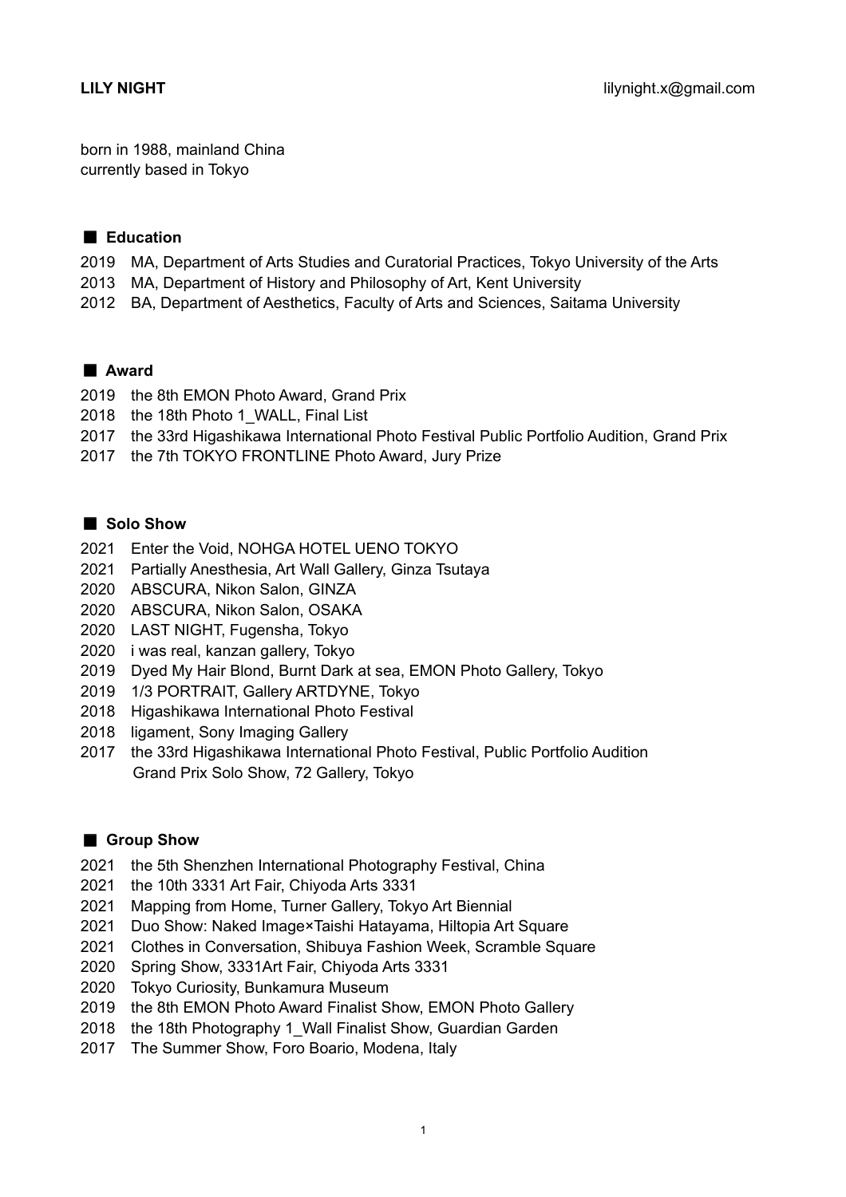**LILY NIGHT** lilynight.x@gmail.com

born in 1988, mainland China
currently based in Tokyo

## ■ Education

2019 MA, Department of Arts Studies and Curatorial Practices, Tokyo University of the Arts
2013 MA, Department of History and Philosophy of Art, Kent University
2012 BA, Department of Aesthetics, Faculty of Arts and Sciences, Saitama University

## ■ Award

2019 the 8th EMON Photo Award, Grand Prix
2018 the 18th Photo 1_WALL, Final List
2017 the 33rd Higashikawa International Photo Festival Public Portfolio Audition, Grand Prix
2017 the 7th TOKYO FRONTLINE Photo Award, Jury Prize

## ■ Solo Show

2021 Enter the Void, NOHGA HOTEL UENO TOKYO
2021 Partially Anesthesia, Art Wall Gallery, Ginza Tsutaya
2020 ABSCURA, Nikon Salon, GINZA
2020 ABSCURA, Nikon Salon, OSAKA
2020 LAST NIGHT, Fugensha, Tokyo
2020 i was real, kanzan gallery, Tokyo
2019 Dyed My Hair Blond, Burnt Dark at sea, EMON Photo Gallery, Tokyo
2019 1/3 PORTRAIT, Gallery ARTDYNE, Tokyo
2018 Higashikawa International Photo Festival
2018 ligament, Sony Imaging Gallery
2017 the 33rd Higashikawa International Photo Festival, Public Portfolio Audition
Grand Prix Solo Show, 72 Gallery, Tokyo

## ■ Group Show

2021 the 5th Shenzhen International Photography Festival, China
2021 the 10th 3331 Art Fair, Chiyoda Arts 3331
2021 Mapping from Home, Turner Gallery, Tokyo Art Biennial
2021 Duo Show: Naked Image×Taishi Hatayama, Hiltopia Art Square
2021 Clothes in Conversation, Shibuya Fashion Week, Scramble Square
2020 Spring Show, 3331Art Fair, Chiyoda Arts 3331
2020 Tokyo Curiosity, Bunkamura Museum
2019 the 8th EMON Photo Award Finalist Show, EMON Photo Gallery
2018 the 18th Photography 1_Wall Finalist Show, Guardian Garden
2017 The Summer Show, Foro Boario, Modena, Italy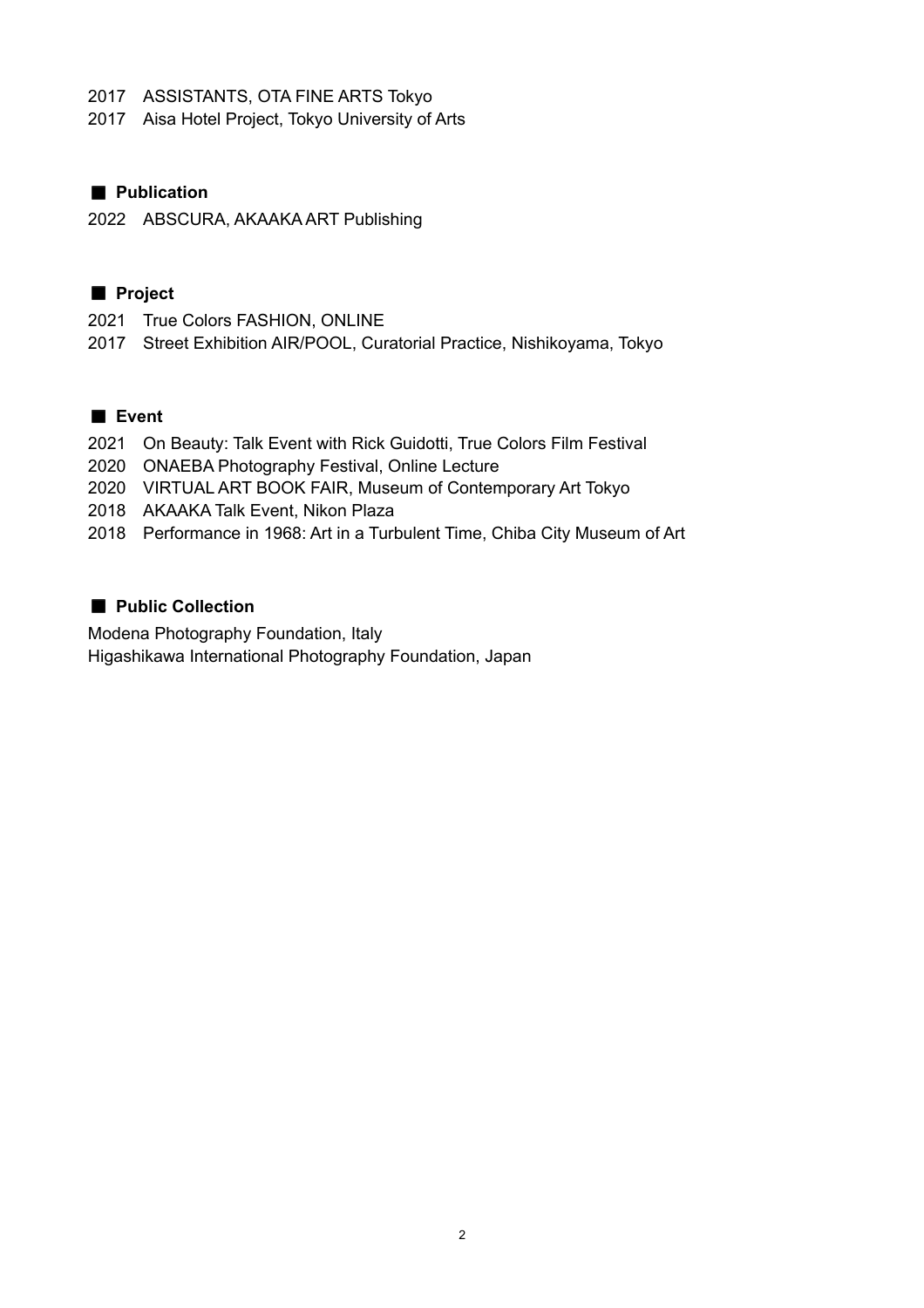2017 ASSISTANTS, OTA FINE ARTS Tokyo
2017 Aisa Hotel Project, Tokyo University of Arts

## ■ Publication

2022 ABSCURA, AKAAKA ART Publishing

## ■ Project

2021 True Colors FASHION, ONLINE
2017 Street Exhibition AIR/POOL, Curatorial Practice, Nishikoyama, Tokyo

## ■ Event

2021 On Beauty: Talk Event with Rick Guidotti, True Colors Film Festival
2020 ONAEBA Photography Festival, Online Lecture
2020 VIRTUAL ART BOOK FAIR, Museum of Contemporary Art Tokyo
2018 AKAAKA Talk Event, Nikon Plaza
2018 Performance in 1968: Art in a Turbulent Time, Chiba City Museum of Art

## ■ Public Collection

Modena Photography Foundation, Italy
Higashikawa International Photography Foundation, Japan